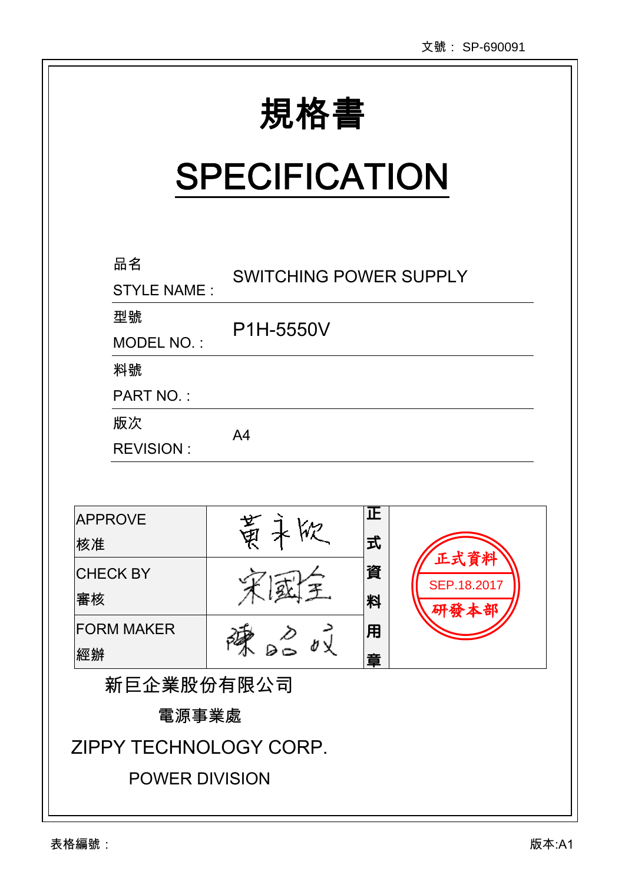文號： SP-690091

# 規格書

# SPECIFICATION

| | |
|---|---|
| 品名<br>STYLE NAME : | SWITCHING POWER SUPPLY |
| 型號<br>MODEL NO. : | P1H-5550V |
| 料號<br>PART NO. : | |
| 版次<br>REVISION : | A4 |

| | | | |
|---|---|---|---|
| APPROVE<br>核准 | 黃永欣 | 正式資料用章 | 正式資料<br>SEP.18.2017<br>研發本部 |
| CHECK BY<br>審核 | 宋國全 | | |
| FORM MAKER<br>經辦 | 陳品成 | | |

新巨企業股份有限公司

電源事業處

ZIPPY TECHNOLOGY CORP.

POWER DIVISION

表格編號：

版本:A1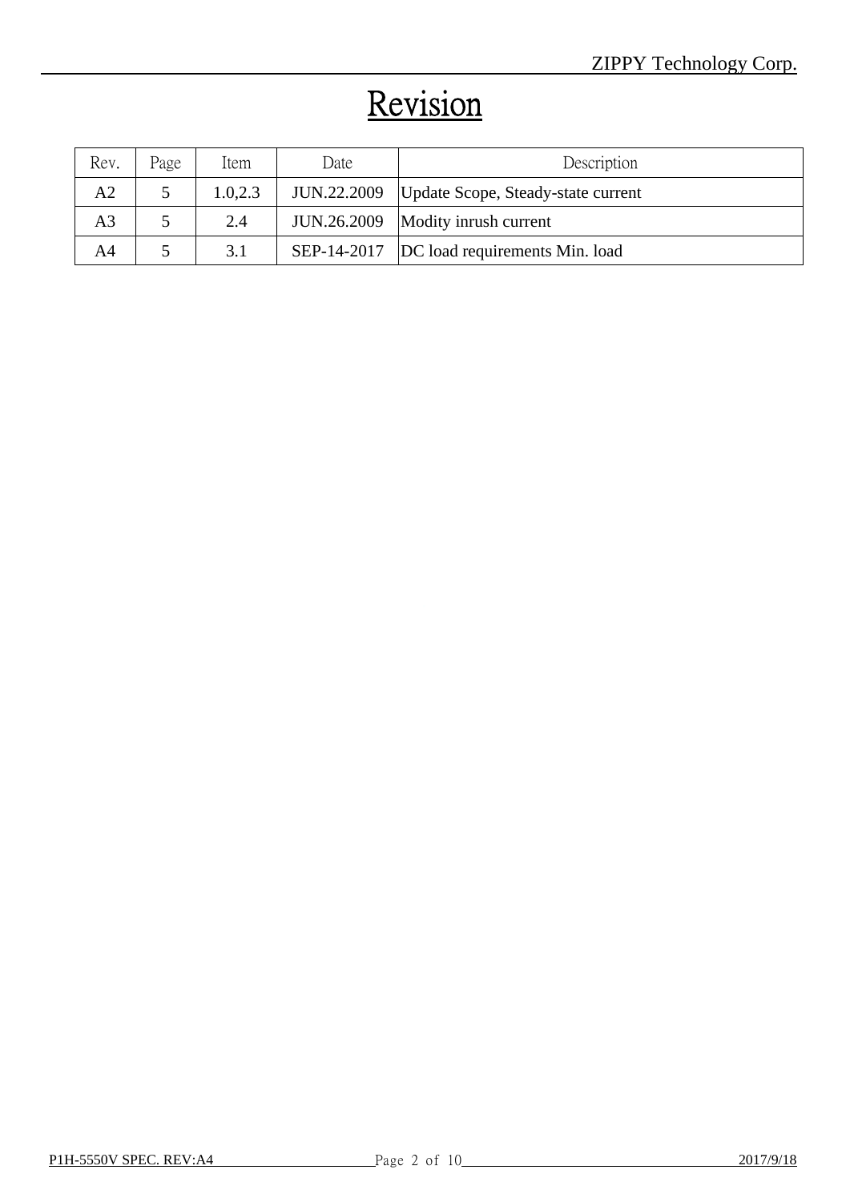# Revision

| Rev. | Page | Item | Date | Description |
| --- | --- | --- | --- | --- |
| A2 | 5 | 1.0,2.3 | JUN.22.2009 | Update Scope, Steady-state current |
| A3 | 5 | 2.4 | JUN.26.2009 | Modity inrush current |
| A4 | 5 | 3.1 | SEP-14-2017 | DC load requirements Min. load |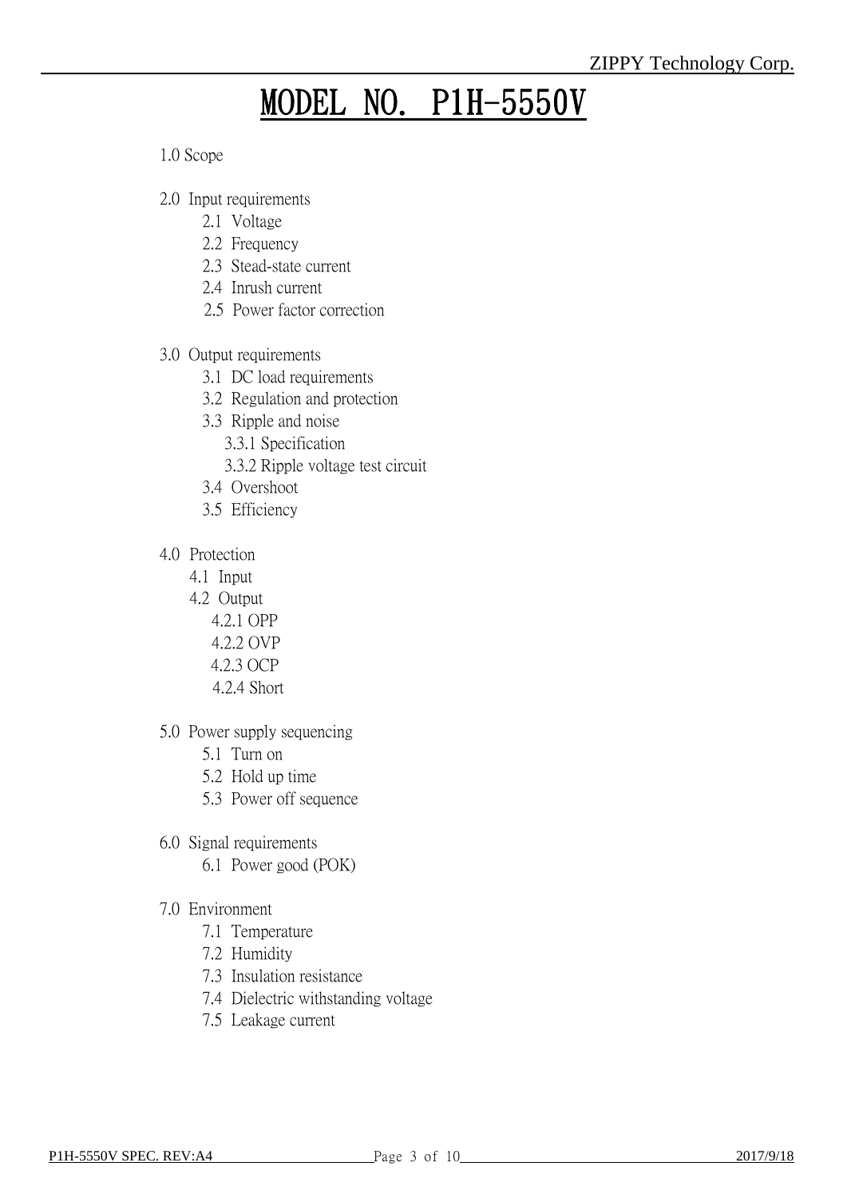# MODEL NO. P1H-5550V

1.0 Scope

2.0 Input requirements
- 2.1 Voltage
- 2.2 Frequency
- 2.3 Stead-state current
- 2.4 Inrush current
- 2.5 Power factor correction

3.0 Output requirements
- 3.1 DC load requirements
- 3.2 Regulation and protection
- 3.3 Ripple and noise
  - 3.3.1 Specification
  - 3.3.2 Ripple voltage test circuit
- 3.4 Overshoot
- 3.5 Efficiency

4.0 Protection
- 4.1 Input
- 4.2 Output
  - 4.2.1 OPP
  - 4.2.2 OVP
  - 4.2.3 OCP
  - 4.2.4 Short

5.0 Power supply sequencing
- 5.1 Turn on
- 5.2 Hold up time
- 5.3 Power off sequence

6.0 Signal requirements
- 6.1 Power good (POK)

7.0 Environment
- 7.1 Temperature
- 7.2 Humidity
- 7.3 Insulation resistance
- 7.4 Dielectric withstanding voltage
- 7.5 Leakage current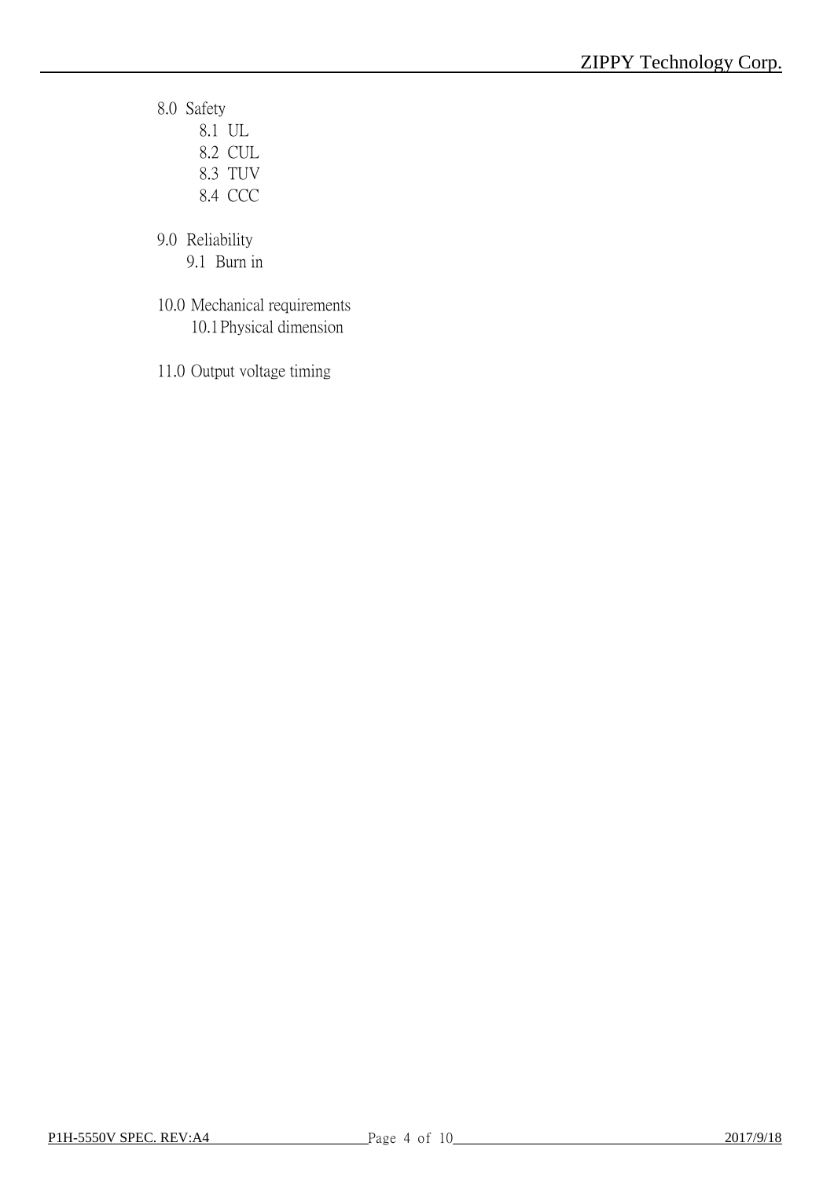8.0 Safety

- 8.1 UL
- 8.2 CUL
- 8.3 TUV
- 8.4 CCC

9.0 Reliability

- 9.1 Burn in

10.0 Mechanical requirements

- 10.1 Physical dimension

11.0 Output voltage timing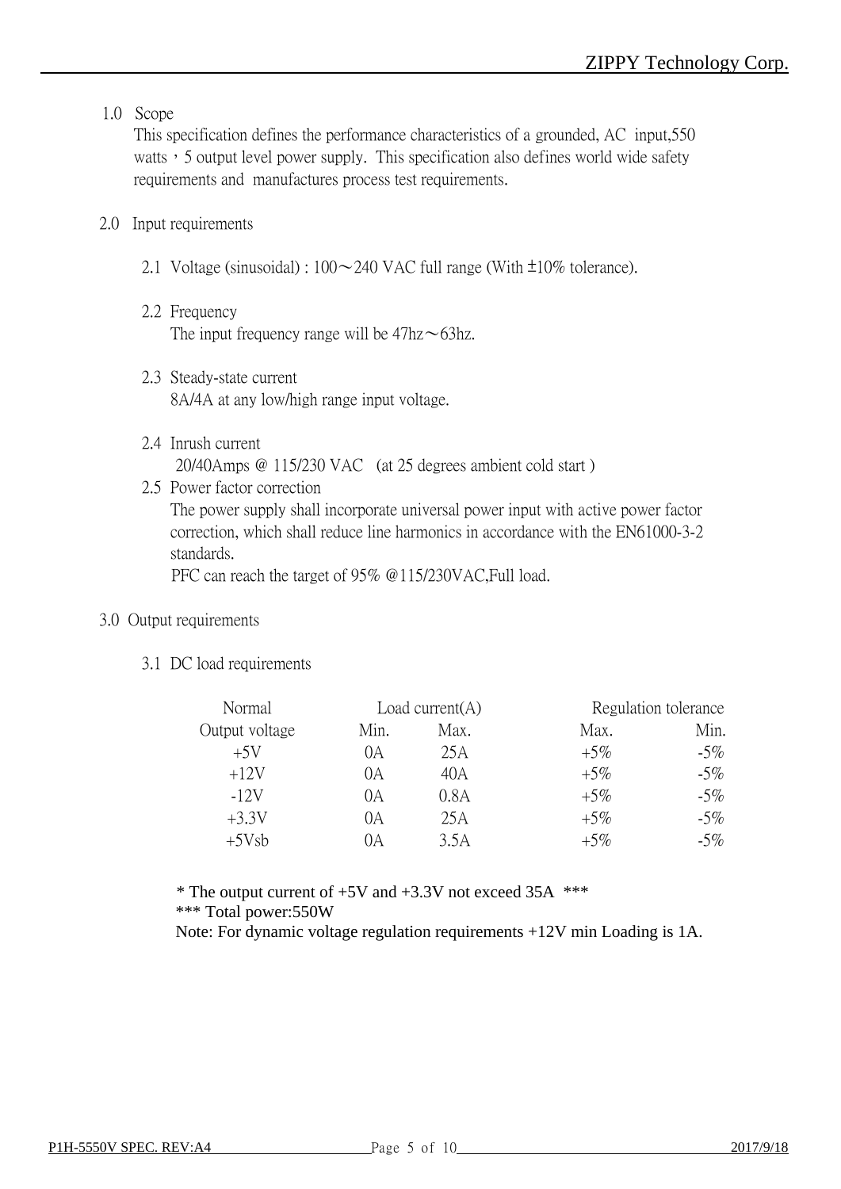## 1.0 Scope

This specification defines the performance characteristics of a grounded, AC input,550 watts，5 output level power supply. This specification also defines world wide safety requirements and manufactures process test requirements.

## 2.0 Input requirements

### 2.1 Voltage (sinusoidal) : 100～240 VAC full range (With ±10% tolerance).

### 2.2 Frequency

The input frequency range will be 47hz～63hz.

### 2.3 Steady-state current

8A/4A at any low/high range input voltage.

### 2.4 Inrush current

20/40Amps @ 115/230 VAC (at 25 degrees ambient cold start )

### 2.5 Power factor correction

The power supply shall incorporate universal power input with active power factor correction, which shall reduce line harmonics in accordance with the EN61000-3-2 standards.

PFC can reach the target of 95% @115/230VAC,Full load.

## 3.0 Output requirements

### 3.1 DC load requirements

| Normal Output voltage | Load current(A) Min. | Load current(A) Max. | Regulation tolerance Max. | Regulation tolerance Min. |
|---|---|---|---|---|
| +5V | 0A | 25A | +5% | -5% |
| +12V | 0A | 40A | +5% | -5% |
| -12V | 0A | 0.8A | +5% | -5% |
| +3.3V | 0A | 25A | +5% | -5% |
| +5Vsb | 0A | 3.5A | +5% | -5% |

* The output current of +5V and +3.3V not exceed 35A ***

*** Total power:550W

Note: For dynamic voltage regulation requirements +12V min Loading is 1A.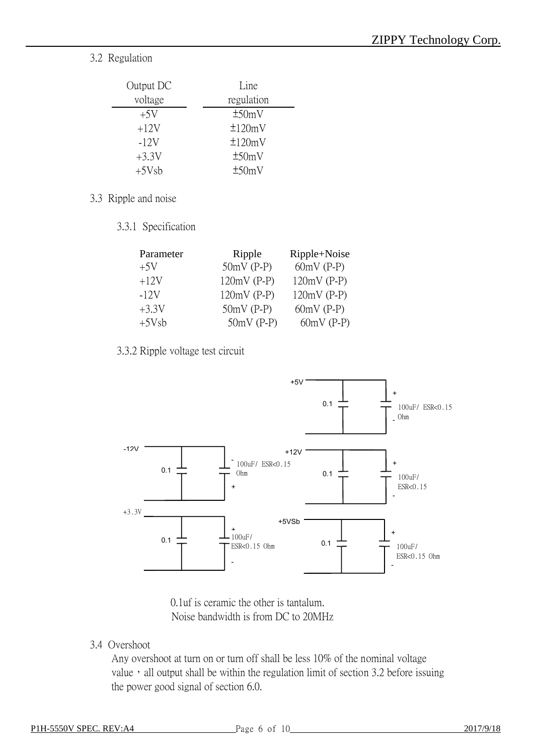### 3.2 Regulation

| Output DC voltage | Line regulation |
|---|---|
| +5V | ±50mV |
| +12V | ±120mV |
| -12V | ±120mV |
| +3.3V | ±50mV |
| +5Vsb | ±50mV |

### 3.3 Ripple and noise

#### 3.3.1 Specification

| Parameter | Ripple | Ripple+Noise |
|---|---|---|
| +5V | 50mV (P-P) | 60mV (P-P) |
| +12V | 120mV (P-P) | 120mV (P-P) |
| -12V | 120mV (P-P) | 120mV (P-P) |
| +3.3V | 50mV (P-P) | 60mV (P-P) |
| +5Vsb | 50mV (P-P) | 60mV (P-P) |

#### 3.3.2 Ripple voltage test circuit

+5V: 0.1, 100uF/ ESR<0.15 Ohm

-12V: 0.1, 100uF/ ESR<0.15 Ohm

+12V: 0.1, 100uF/ ESR<0.15

+3.3V: 0.1, 100uF/ ESR<0.15 Ohm

+5VSb: 0.1, 100uF/ ESR<0.15 Ohm

0.1uf is ceramic the other is tantalum.
Noise bandwidth is from DC to 20MHz

### 3.4 Overshoot

Any overshoot at turn on or turn off shall be less 10% of the nominal voltage value，all output shall be within the regulation limit of section 3.2 before issuing the power good signal of section 6.0.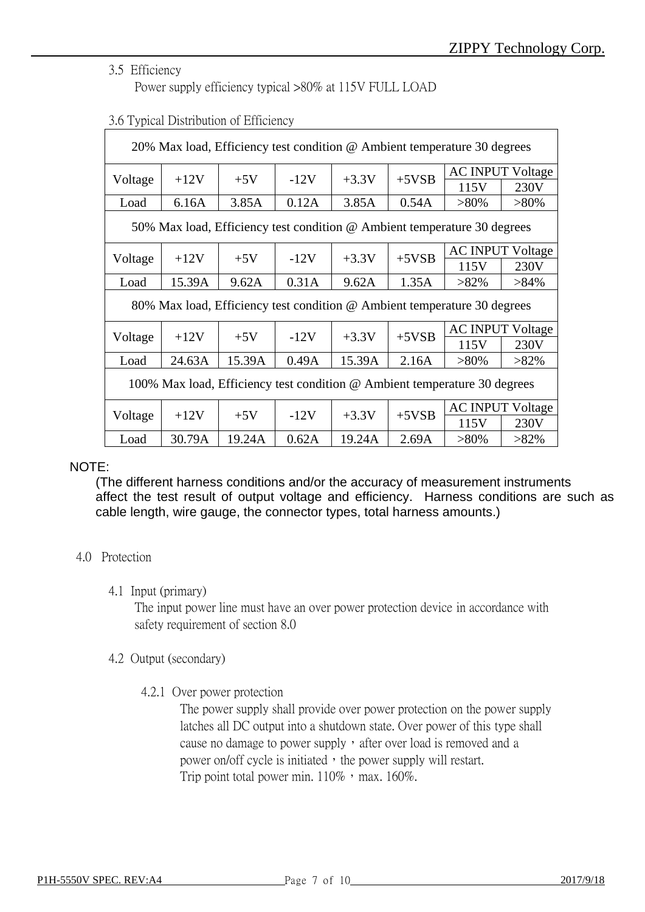3.5 Efficiency

Power supply efficiency typical >80% at 115V FULL LOAD

3.6 Typical Distribution of Efficiency

| 20% Max load, Efficiency test condition @ Ambient temperature 30 degrees | | | | | | | |
|---|---|---|---|---|---|---|---|
| Voltage | +12V | +5V | -12V | +3.3V | +5VSB | AC INPUT Voltage | |
| | | | | | | 115V | 230V |
| Load | 6.16A | 3.85A | 0.12A | 3.85A | 0.54A | >80% | >80% |
| **50% Max load, Efficiency test condition @ Ambient temperature 30 degrees** | | | | | | | |
| Voltage | +12V | +5V | -12V | +3.3V | +5VSB | AC INPUT Voltage | |
| | | | | | | 115V | 230V |
| Load | 15.39A | 9.62A | 0.31A | 9.62A | 1.35A | >82% | >84% |
| **80% Max load, Efficiency test condition @ Ambient temperature 30 degrees** | | | | | | | |
| Voltage | +12V | +5V | -12V | +3.3V | +5VSB | AC INPUT Voltage | |
| | | | | | | 115V | 230V |
| Load | 24.63A | 15.39A | 0.49A | 15.39A | 2.16A | >80% | >82% |
| **100% Max load, Efficiency test condition @ Ambient temperature 30 degrees** | | | | | | | |
| Voltage | +12V | +5V | -12V | +3.3V | +5VSB | AC INPUT Voltage | |
| | | | | | | 115V | 230V |
| Load | 30.79A | 19.24A | 0.62A | 19.24A | 2.69A | >80% | >82% |

NOTE:

(The different harness conditions and/or the accuracy of measurement instruments affect the test result of output voltage and efficiency. Harness conditions are such as cable length, wire gauge, the connector types, total harness amounts.)

## 4.0 Protection

### 4.1 Input (primary)

The input power line must have an over power protection device in accordance with safety requirement of section 8.0

### 4.2 Output (secondary)

#### 4.2.1 Over power protection

The power supply shall provide over power protection on the power supply latches all DC output into a shutdown state. Over power of this type shall cause no damage to power supply，after over load is removed and a power on/off cycle is initiated，the power supply will restart.
Trip point total power min. 110%，max. 160%.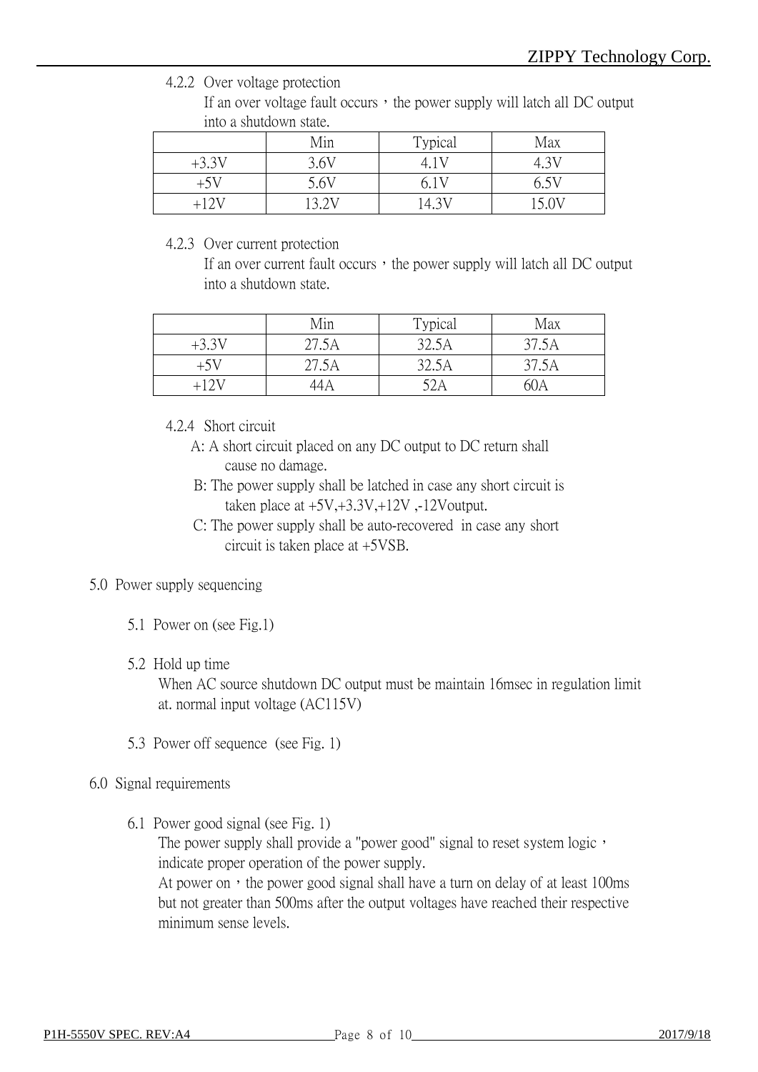#### 4.2.2 Over voltage protection

If an over voltage fault occurs，the power supply will latch all DC output into a shutdown state.

| | Min | Typical | Max |
|---|---|---|---|
| +3.3V | 3.6V | 4.1V | 4.3V |
| +5V | 5.6V | 6.1V | 6.5V |
| +12V | 13.2V | 14.3V | 15.0V |

#### 4.2.3 Over current protection

If an over current fault occurs，the power supply will latch all DC output into a shutdown state.

| | Min | Typical | Max |
|---|---|---|---|
| +3.3V | 27.5A | 32.5A | 37.5A |
| +5V | 27.5A | 32.5A | 37.5A |
| +12V | 44A | 52A | 60A |

#### 4.2.4 Short circuit

A: A short circuit placed on any DC output to DC return shall cause no damage.

B: The power supply shall be latched in case any short circuit is taken place at +5V,+3.3V,+12V ,-12Voutput.

C: The power supply shall be auto-recovered in case any short circuit is taken place at +5VSB.

## 5.0 Power supply sequencing

### 5.1 Power on (see Fig.1)

### 5.2 Hold up time

When AC source shutdown DC output must be maintain 16msec in regulation limit at. normal input voltage (AC115V)

### 5.3 Power off sequence (see Fig. 1)

## 6.0 Signal requirements

### 6.1 Power good signal (see Fig. 1)

The power supply shall provide a "power good" signal to reset system logic，indicate proper operation of the power supply.

At power on，the power good signal shall have a turn on delay of at least 100ms but not greater than 500ms after the output voltages have reached their respective minimum sense levels.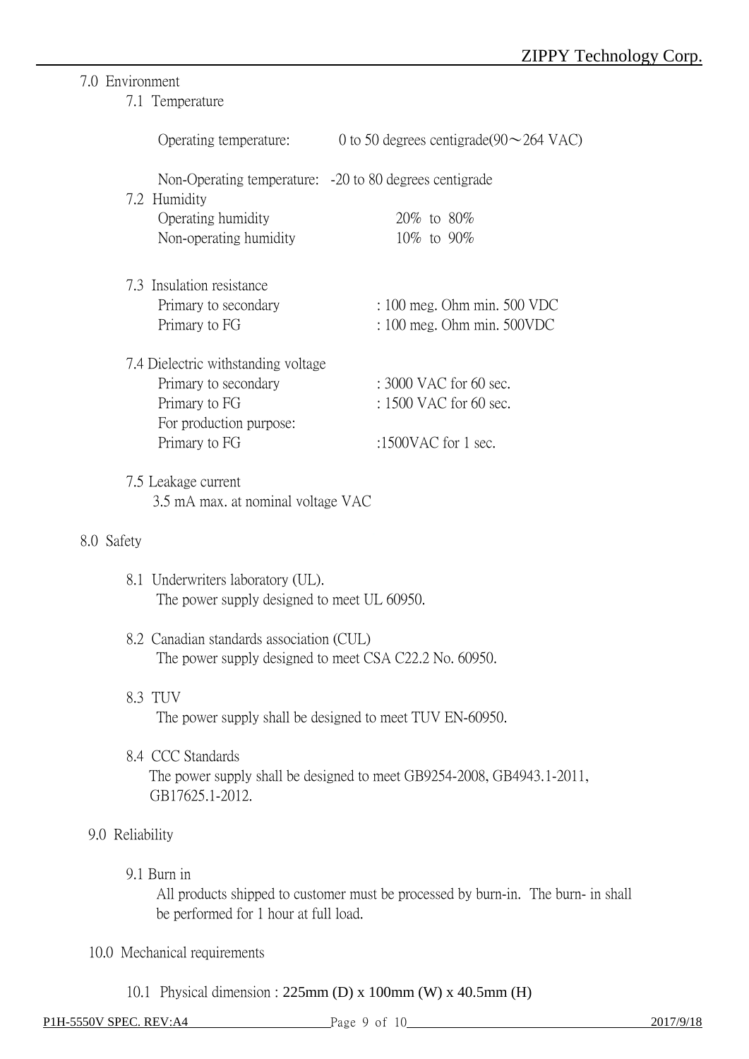## 7.0 Environment

### 7.1 Temperature

Operating temperature: 0 to 50 degrees centigrade(90～264 VAC)

Non-Operating temperature: -20 to 80 degrees centigrade

### 7.2 Humidity

| | |
|---|---|
| Operating humidity | 20% to 80% |
| Non-operating humidity | 10% to 90% |

### 7.3 Insulation resistance

| | |
|---|---|
| Primary to secondary | : 100 meg. Ohm min. 500 VDC |
| Primary to FG | : 100 meg. Ohm min. 500VDC |

### 7.4 Dielectric withstanding voltage

| | |
|---|---|
| Primary to secondary | : 3000 VAC for 60 sec. |
| Primary to FG | : 1500 VAC for 60 sec. |
| For production purpose: | |
| Primary to FG | :1500VAC for 1 sec. |

### 7.5 Leakage current

3.5 mA max. at nominal voltage VAC

## 8.0 Safety

### 8.1 Underwriters laboratory (UL).

The power supply designed to meet UL 60950.

### 8.2 Canadian standards association (CUL)

The power supply designed to meet CSA C22.2 No. 60950.

### 8.3 TUV

The power supply shall be designed to meet TUV EN-60950.

### 8.4 CCC Standards

The power supply shall be designed to meet GB9254-2008, GB4943.1-2011, GB17625.1-2012.

## 9.0 Reliability

### 9.1 Burn in

All products shipped to customer must be processed by burn-in. The burn- in shall be performed for 1 hour at full load.

## 10.0 Mechanical requirements

### 10.1 Physical dimension : 225mm (D) x 100mm (W) x 40.5mm (H)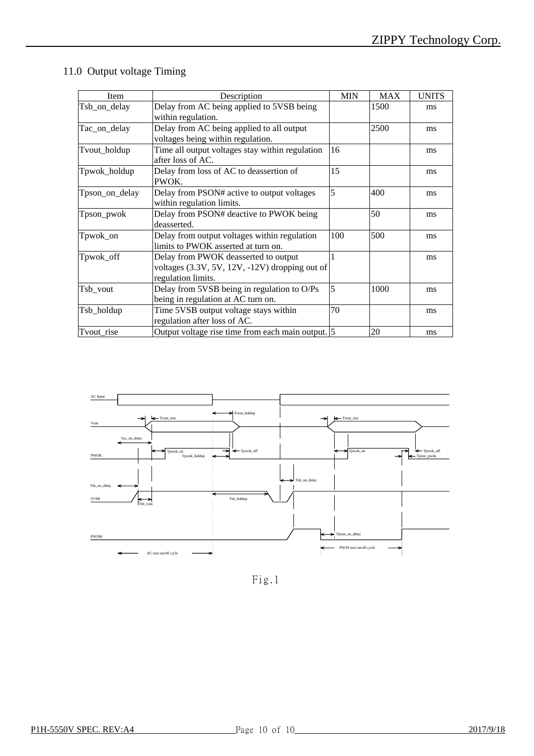## 11.0 Output voltage Timing

| Item | Description | MIN | MAX | UNITS |
|---|---|---|---|---|
| Tsb_on_delay | Delay from AC being applied to 5VSB being within regulation. | | 1500 | ms |
| Tac_on_delay | Delay from AC being applied to all output voltages being within regulation. | | 2500 | ms |
| Tvout_holdup | Time all output voltages stay within regulation after loss of AC. | 16 | | ms |
| Tpwok_holdup | Delay from loss of AC to deassertion of PWOK. | 15 | | ms |
| Tpson_on_delay | Delay from PSON# active to output voltages within regulation limits. | 5 | 400 | ms |
| Tpson_pwok | Delay from PSON# deactive to PWOK being deasserted. | | 50 | ms |
| Tpwok_on | Delay from output voltages within regulation limits to PWOK asserted at turn on. | 100 | 500 | ms |
| Tpwok_off | Delay from PWOK deasserted to output voltages (3.3V, 5V, 12V, -12V) dropping out of regulation limits. | 1 | | ms |
| Tsb_vout | Delay from 5VSB being in regulation to O/Ps being in regulation at AC turn on. | 5 | 1000 | ms |
| Tsb_holdup | Time 5VSB output voltage stays within regulation after loss of AC. | 70 | | ms |
| Tvout_rise | Output voltage rise time from each main output. | 5 | 20 | ms |

AC Input
Tvout_holdup
Tvout_rise
Tvout_rise
Vout
Tac_on_delay
Tpwok_on
Tpwok_off
Tpwok_on
Tpwok_off
PWOK
Tpwok_holdup
Tpson_pwok
Tsb_on_delay
Tsb_on_delay
5VSB
Tsb_holdup
Tsb_vout
Tpson_on_delay
PSON#
PSON turn on/off cycle
AC turn on/off cycle

Fig.1